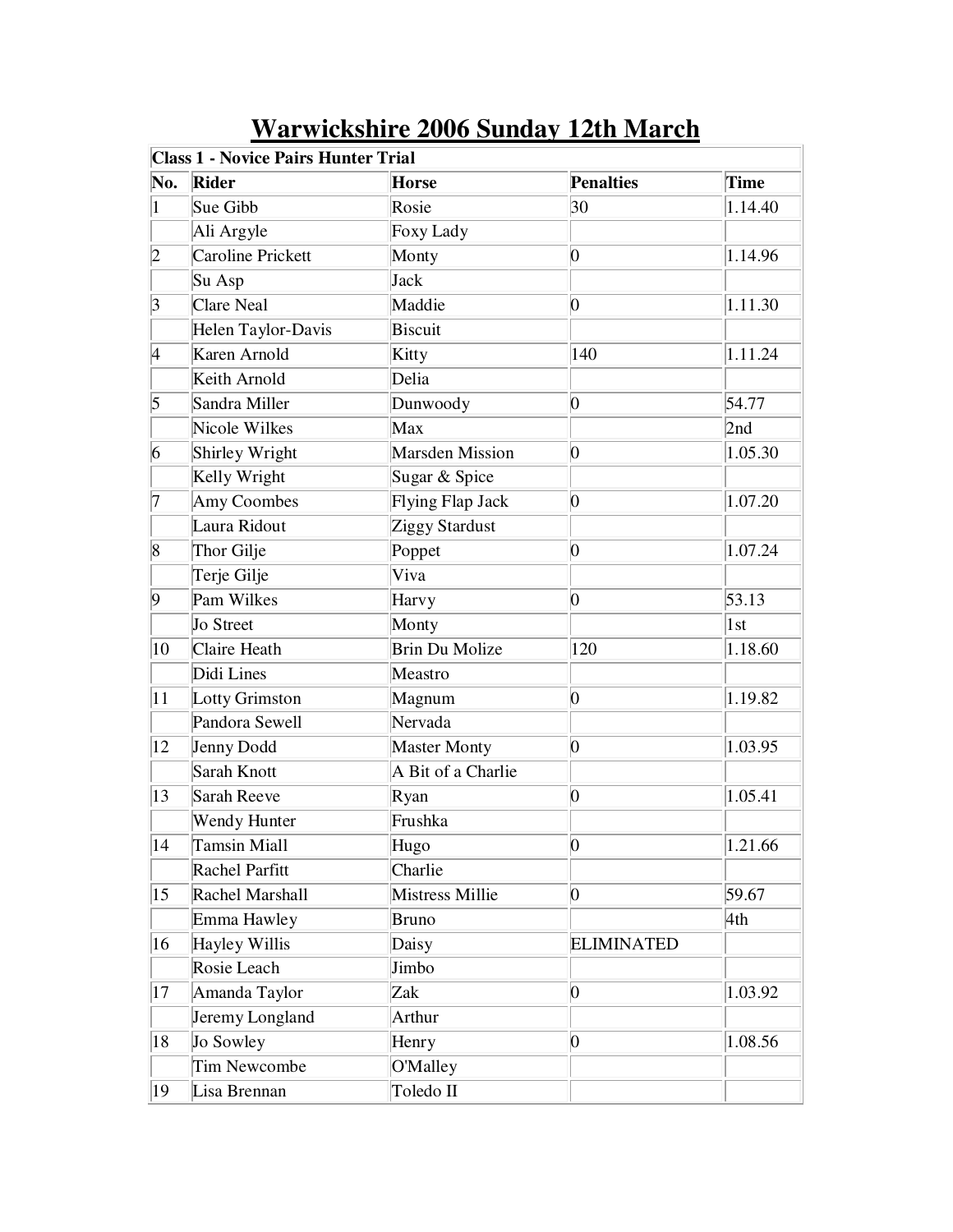# Warwickshire 2006 Sunday 12th March

| Class 1 - Novice Pairs Hunter Trial | | | | |
|---|---|---|---|---|
| **No.** | **Rider** | **Horse** | **Penalties** | **Time** |
| 1 | Sue Gibb | Rosie | 30 | 1.14.40 |
| | Ali Argyle | Foxy Lady | | |
| 2 | Caroline Prickett | Monty | 0 | 1.14.96 |
| | Su Asp | Jack | | |
| 3 | Clare Neal | Maddie | 0 | 1.11.30 |
| | Helen Taylor-Davis | Biscuit | | |
| 4 | Karen Arnold | Kitty | 140 | 1.11.24 |
| | Keith Arnold | Delia | | |
| 5 | Sandra Miller | Dunwoody | 0 | 54.77 |
| | Nicole Wilkes | Max | | 2nd |
| 6 | Shirley Wright | Marsden Mission | 0 | 1.05.30 |
| | Kelly Wright | Sugar & Spice | | |
| 7 | Amy Coombes | Flying Flap Jack | 0 | 1.07.20 |
| | Laura Ridout | Ziggy Stardust | | |
| 8 | Thor Gilje | Poppet | 0 | 1.07.24 |
| | Terje Gilje | Viva | | |
| 9 | Pam Wilkes | Harvy | 0 | 53.13 |
| | Jo Street | Monty | | 1st |
| 10 | Claire Heath | Brin Du Molize | 120 | 1.18.60 |
| | Didi Lines | Meastro | | |
| 11 | Lotty Grimston | Magnum | 0 | 1.19.82 |
| | Pandora Sewell | Nervada | | |
| 12 | Jenny Dodd | Master Monty | 0 | 1.03.95 |
| | Sarah Knott | A Bit of a Charlie | | |
| 13 | Sarah Reeve | Ryan | 0 | 1.05.41 |
| | Wendy Hunter | Frushka | | |
| 14 | Tamsin Miall | Hugo | 0 | 1.21.66 |
| | Rachel Parfitt | Charlie | | |
| 15 | Rachel Marshall | Mistress Millie | 0 | 59.67 |
| | Emma Hawley | Bruno | | 4th |
| 16 | Hayley Willis | Daisy | ELIMINATED | |
| | Rosie Leach | Jimbo | | |
| 17 | Amanda Taylor | Zak | 0 | 1.03.92 |
| | Jeremy Longland | Arthur | | |
| 18 | Jo Sowley | Henry | 0 | 1.08.56 |
| | Tim Newcombe | O'Malley | | |
| 19 | Lisa Brennan | Toledo II | | |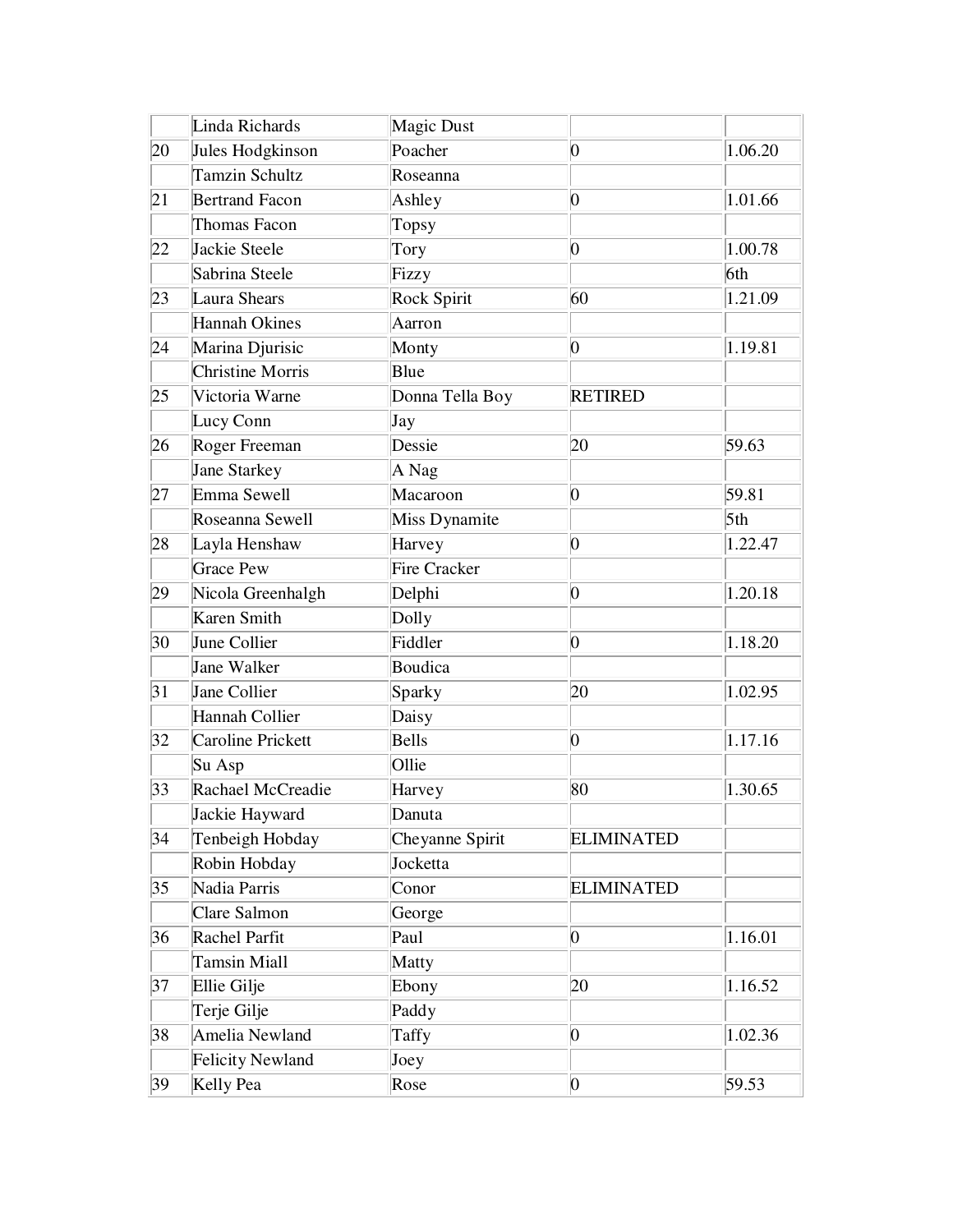| | | | | |
|---|---|---|---|---|
| | Linda Richards | Magic Dust | | |
| 20 | Jules Hodgkinson | Poacher | 0 | 1.06.20 |
| | Tamzin Schultz | Roseanna | | |
| 21 | Bertrand Facon | Ashley | 0 | 1.01.66 |
| | Thomas Facon | Topsy | | |
| 22 | Jackie Steele | Tory | 0 | 1.00.78 |
| | Sabrina Steele | Fizzy | | 6th |
| 23 | Laura Shears | Rock Spirit | 60 | 1.21.09 |
| | Hannah Okines | Aarron | | |
| 24 | Marina Djurisic | Monty | 0 | 1.19.81 |
| | Christine Morris | Blue | | |
| 25 | Victoria Warne | Donna Tella Boy | RETIRED | |
| | Lucy Conn | Jay | | |
| 26 | Roger Freeman | Dessie | 20 | 59.63 |
| | Jane Starkey | A Nag | | |
| 27 | Emma Sewell | Macaroon | 0 | 59.81 |
| | Roseanna Sewell | Miss Dynamite | | 5th |
| 28 | Layla Henshaw | Harvey | 0 | 1.22.47 |
| | Grace Pew | Fire Cracker | | |
| 29 | Nicola Greenhalgh | Delphi | 0 | 1.20.18 |
| | Karen Smith | Dolly | | |
| 30 | June Collier | Fiddler | 0 | 1.18.20 |
| | Jane Walker | Boudica | | |
| 31 | Jane Collier | Sparky | 20 | 1.02.95 |
| | Hannah Collier | Daisy | | |
| 32 | Caroline Prickett | Bells | 0 | 1.17.16 |
| | Su Asp | Ollie | | |
| 33 | Rachael McCreadie | Harvey | 80 | 1.30.65 |
| | Jackie Hayward | Danuta | | |
| 34 | Tenbeigh Hobday | Cheyanne Spirit | ELIMINATED | |
| | Robin Hobday | Jocketta | | |
| 35 | Nadia Parris | Conor | ELIMINATED | |
| | Clare Salmon | George | | |
| 36 | Rachel Parfit | Paul | 0 | 1.16.01 |
| | Tamsin Miall | Matty | | |
| 37 | Ellie Gilje | Ebony | 20 | 1.16.52 |
| | Terje Gilje | Paddy | | |
| 38 | Amelia Newland | Taffy | 0 | 1.02.36 |
| | Felicity Newland | Joey | | |
| 39 | Kelly Pea | Rose | 0 | 59.53 |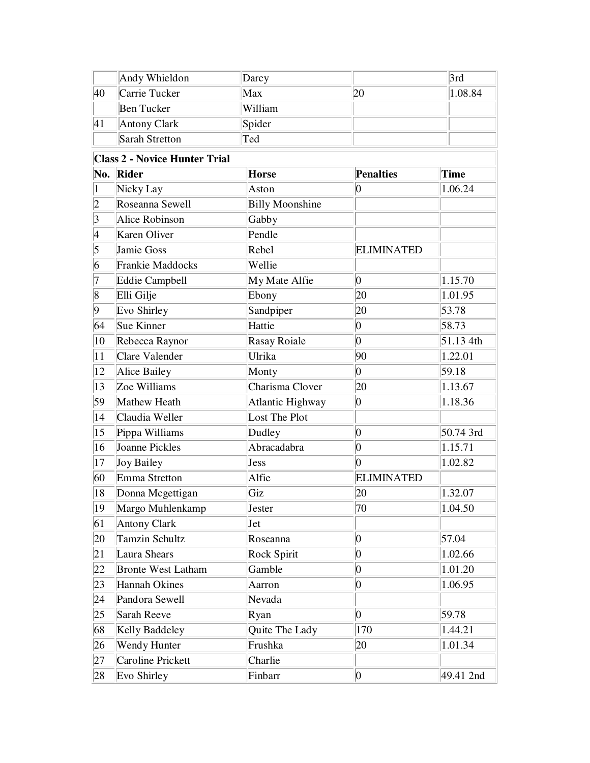| | | | | |
|---|---|---|---|---|
| | Andy Whieldon | Darcy | | 3rd |
| 40 | Carrie Tucker | Max | 20 | 1.08.84 |
| | Ben Tucker | William | | |
| 41 | Antony Clark | Spider | | |
| | Sarah Stretton | Ted | | |

**Class 2 - Novice Hunter Trial**

| No. | Rider | Horse | Penalties | Time |
|---|---|---|---|---|
| 1 | Nicky Lay | Aston | 0 | 1.06.24 |
| 2 | Roseanna Sewell | Billy Moonshine | | |
| 3 | Alice Robinson | Gabby | | |
| 4 | Karen Oliver | Pendle | | |
| 5 | Jamie Goss | Rebel | ELIMINATED | |
| 6 | Frankie Maddocks | Wellie | | |
| 7 | Eddie Campbell | My Mate Alfie | 0 | 1.15.70 |
| 8 | Elli Gilje | Ebony | 20 | 1.01.95 |
| 9 | Evo Shirley | Sandpiper | 20 | 53.78 |
| 64 | Sue Kinner | Hattie | 0 | 58.73 |
| 10 | Rebecca Raynor | Rasay Roiale | 0 | 51.13 4th |
| 11 | Clare Valender | Ulrika | 90 | 1.22.01 |
| 12 | Alice Bailey | Monty | 0 | 59.18 |
| 13 | Zoe Williams | Charisma Clover | 20 | 1.13.67 |
| 59 | Mathew Heath | Atlantic Highway | 0 | 1.18.36 |
| 14 | Claudia Weller | Lost The Plot | | |
| 15 | Pippa Williams | Dudley | 0 | 50.74 3rd |
| 16 | Joanne Pickles | Abracadabra | 0 | 1.15.71 |
| 17 | Joy Bailey | Jess | 0 | 1.02.82 |
| 60 | Emma Stretton | Alfie | ELIMINATED | |
| 18 | Donna Mcgettigan | Giz | 20 | 1.32.07 |
| 19 | Margo Muhlenkamp | Jester | 70 | 1.04.50 |
| 61 | Antony Clark | Jet | | |
| 20 | Tamzin Schultz | Roseanna | 0 | 57.04 |
| 21 | Laura Shears | Rock Spirit | 0 | 1.02.66 |
| 22 | Bronte West Latham | Gamble | 0 | 1.01.20 |
| 23 | Hannah Okines | Aarron | 0 | 1.06.95 |
| 24 | Pandora Sewell | Nevada | | |
| 25 | Sarah Reeve | Ryan | 0 | 59.78 |
| 68 | Kelly Baddeley | Quite The Lady | 170 | 1.44.21 |
| 26 | Wendy Hunter | Frushka | 20 | 1.01.34 |
| 27 | Caroline Prickett | Charlie | | |
| 28 | Evo Shirley | Finbarr | 0 | 49.41 2nd |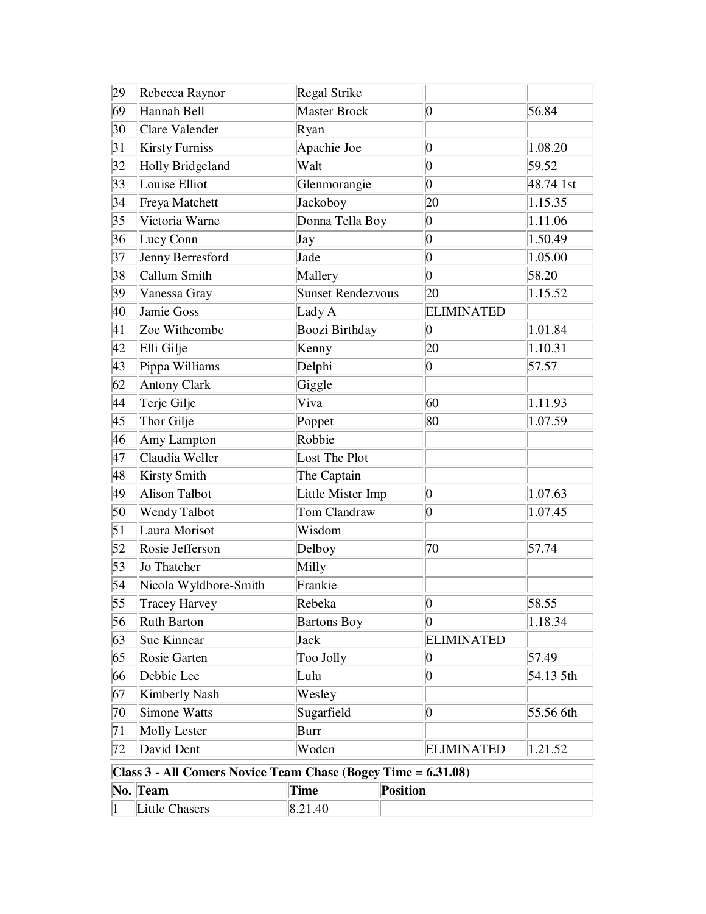| | | | | |
|---|---|---|---|---|
| 29 | Rebecca Raynor | Regal Strike | | |
| 69 | Hannah Bell | Master Brock | 0 | 56.84 |
| 30 | Clare Valender | Ryan | | |
| 31 | Kirsty Furniss | Apachie Joe | 0 | 1.08.20 |
| 32 | Holly Bridgeland | Walt | 0 | 59.52 |
| 33 | Louise Elliot | Glenmorangie | 0 | 48.74 1st |
| 34 | Freya Matchett | Jackoboy | 20 | 1.15.35 |
| 35 | Victoria Warne | Donna Tella Boy | 0 | 1.11.06 |
| 36 | Lucy Conn | Jay | 0 | 1.50.49 |
| 37 | Jenny Berresford | Jade | 0 | 1.05.00 |
| 38 | Callum Smith | Mallery | 0 | 58.20 |
| 39 | Vanessa Gray | Sunset Rendezvous | 20 | 1.15.52 |
| 40 | Jamie Goss | Lady A | ELIMINATED | |
| 41 | Zoe Withcombe | Boozi Birthday | 0 | 1.01.84 |
| 42 | Elli Gilje | Kenny | 20 | 1.10.31 |
| 43 | Pippa Williams | Delphi | 0 | 57.57 |
| 62 | Antony Clark | Giggle | | |
| 44 | Terje Gilje | Viva | 60 | 1.11.93 |
| 45 | Thor Gilje | Poppet | 80 | 1.07.59 |
| 46 | Amy Lampton | Robbie | | |
| 47 | Claudia Weller | Lost The Plot | | |
| 48 | Kirsty Smith | The Captain | | |
| 49 | Alison Talbot | Little Mister Imp | 0 | 1.07.63 |
| 50 | Wendy Talbot | Tom Clandraw | 0 | 1.07.45 |
| 51 | Laura Morisot | Wisdom | | |
| 52 | Rosie Jefferson | Delboy | 70 | 57.74 |
| 53 | Jo Thatcher | Milly | | |
| 54 | Nicola Wyldbore-Smith | Frankie | | |
| 55 | Tracey Harvey | Rebeka | 0 | 58.55 |
| 56 | Ruth Barton | Bartons Boy | 0 | 1.18.34 |
| 63 | Sue Kinnear | Jack | ELIMINATED | |
| 65 | Rosie Garten | Too Jolly | 0 | 57.49 |
| 66 | Debbie Lee | Lulu | 0 | 54.13 5th |
| 67 | Kimberly Nash | Wesley | | |
| 70 | Simone Watts | Sugarfield | 0 | 55.56 6th |
| 71 | Molly Lester | Burr | | |
| 72 | David Dent | Woden | ELIMINATED | 1.21.52 |

**Class 3 - All Comers Novice Team Chase (Bogey Time = 6.31.08)**

| No. | Team | Time | Position |
|---|---|---|---|
| 1 | Little Chasers | 8.21.40 | |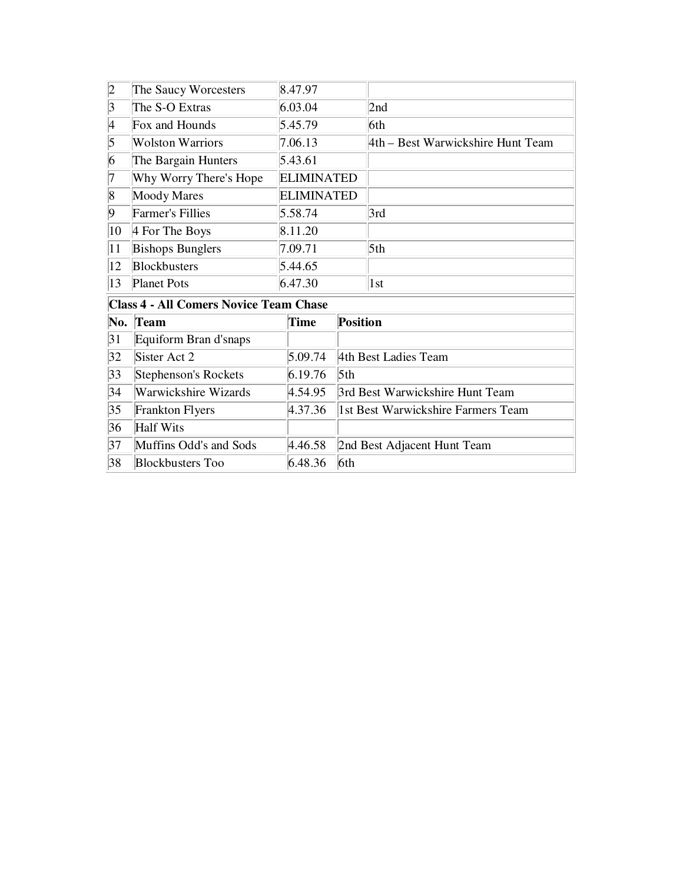| | | | |
|---|---|---|---|
| 2 | The Saucy Worcesters | 8.47.97 | |
| 3 | The S-O Extras | 6.03.04 | 2nd |
| 4 | Fox and Hounds | 5.45.79 | 6th |
| 5 | Wolston Warriors | 7.06.13 | 4th – Best Warwickshire Hunt Team |
| 6 | The Bargain Hunters | 5.43.61 | |
| 7 | Why Worry There's Hope | ELIMINATED | |
| 8 | Moody Mares | ELIMINATED | |
| 9 | Farmer's Fillies | 5.58.74 | 3rd |
| 10 | 4 For The Boys | 8.11.20 | |
| 11 | Bishops Bunglers | 7.09.71 | 5th |
| 12 | Blockbusters | 5.44.65 | |
| 13 | Planet Pots | 6.47.30 | 1st |

**Class 4 - All Comers Novice Team Chase**

| No. | Team | Time | Position |
|---|---|---|---|
| 31 | Equiform Bran d'snaps | | |
| 32 | Sister Act 2 | 5.09.74 | 4th Best Ladies Team |
| 33 | Stephenson's Rockets | 6.19.76 | 5th |
| 34 | Warwickshire Wizards | 4.54.95 | 3rd Best Warwickshire Hunt Team |
| 35 | Frankton Flyers | 4.37.36 | 1st Best Warwickshire Farmers Team |
| 36 | Half Wits | | |
| 37 | Muffins Odd's and Sods | 4.46.58 | 2nd Best Adjacent Hunt Team |
| 38 | Blockbusters Too | 6.48.36 | 6th |